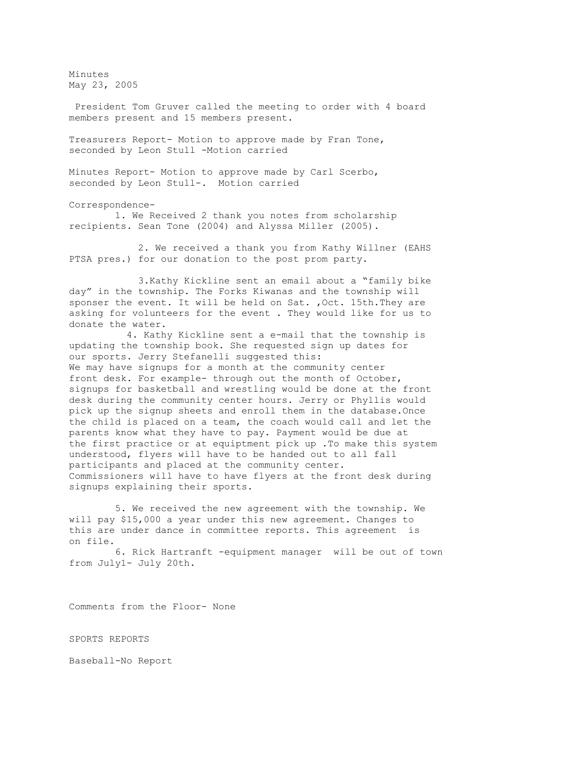Minutes
May 23, 2005

President Tom Gruver called the meeting to order with 4 board members present and 15 members present.

Treasurers Report- Motion to approve made by Fran Tone, seconded by Leon Stull -Motion carried

Minutes Report- Motion to approve made by Carl Scerbo, seconded by Leon Stull-. Motion carried

Correspondence-

1. We Received 2 thank you notes from scholarship recipients. Sean Tone (2004) and Alyssa Miller (2005).

2. We received a thank you from Kathy Willner (EAHS PTSA pres.) for our donation to the post prom party.

3. Kathy Kickline sent an email about a "family bike day" in the township. The Forks Kiwanas and the township will sponser the event. It will be held on Sat. ,Oct. 15th.They are asking for volunteers for the event . They would like for us to donate the water.

4. Kathy Kickline sent a e-mail that the township is updating the township book. She requested sign up dates for our sports. Jerry Stefanelli suggested this:
We may have signups for a month at the community center front desk. For example- through out the month of October, signups for basketball and wrestling would be done at the front desk during the community center hours. Jerry or Phyllis would pick up the signup sheets and enroll them in the database.Once the child is placed on a team, the coach would call and let the parents know what they have to pay. Payment would be due at the first practice or at equiptment pick up .To make this system understood, flyers will have to be handed out to all fall participants and placed at the community center. Commissioners will have to have flyers at the front desk during signups explaining their sports.

5. We received the new agreement with the township. We will pay $15,000 a year under this new agreement. Changes to this are under dance in committee reports. This agreement is on file.

6. Rick Hartranft -equipment manager will be out of town from July1- July 20th.

Comments from the Floor- None

SPORTS REPORTS

Baseball-No Report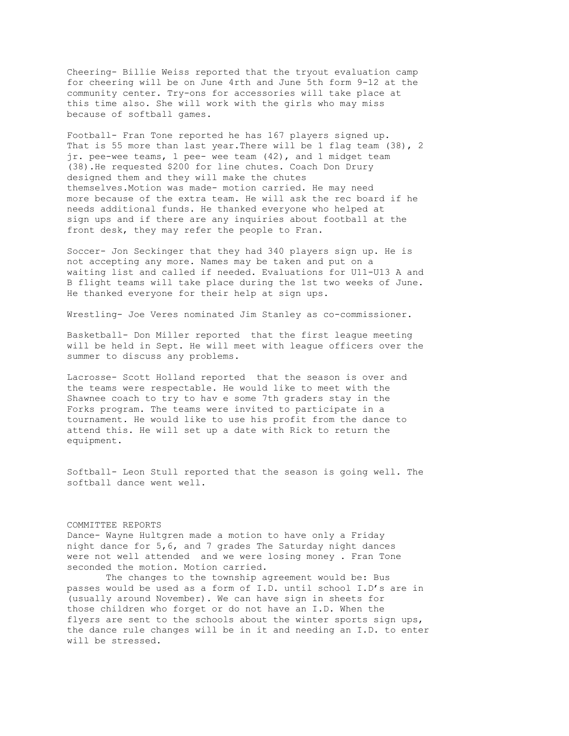Cheering- Billie Weiss reported that the tryout evaluation camp for cheering will be on June 4rth and June 5th form 9-12 at the community center. Try-ons for accessories will take place at this time also. She will work with the girls who may miss because of softball games.

Football- Fran Tone reported he has 167 players signed up. That is 55 more than last year.There will be 1 flag team (38), 2 jr. pee-wee teams, 1 pee- wee team (42), and 1 midget team (38).He requested $200 for line chutes. Coach Don Drury designed them and they will make the chutes themselves.Motion was made- motion carried. He may need more because of the extra team. He will ask the rec board if he needs additional funds. He thanked everyone who helped at sign ups and if there are any inquiries about football at the front desk, they may refer the people to Fran.

Soccer- Jon Seckinger that they had 340 players sign up. He is not accepting any more. Names may be taken and put on a waiting list and called if needed. Evaluations for U11-U13 A and B flight teams will take place during the 1st two weeks of June. He thanked everyone for their help at sign ups.

Wrestling- Joe Veres nominated Jim Stanley as co-commissioner.

Basketball- Don Miller reported that the first league meeting will be held in Sept. He will meet with league officers over the summer to discuss any problems.

Lacrosse- Scott Holland reported that the season is over and the teams were respectable. He would like to meet with the Shawnee coach to try to hav e some 7th graders stay in the Forks program. The teams were invited to participate in a tournament. He would like to use his profit from the dance to attend this. He will set up a date with Rick to return the equipment.

Softball- Leon Stull reported that the season is going well. The softball dance went well.

COMMITTEE REPORTS

Dance- Wayne Hultgren made a motion to have only a Friday night dance for 5,6, and 7 grades The Saturday night dances were not well attended and we were losing money . Fran Tone seconded the motion. Motion carried.

The changes to the township agreement would be: Bus passes would be used as a form of I.D. until school I.D's are in (usually around November). We can have sign in sheets for those children who forget or do not have an I.D. When the flyers are sent to the schools about the winter sports sign ups, the dance rule changes will be in it and needing an I.D. to enter will be stressed.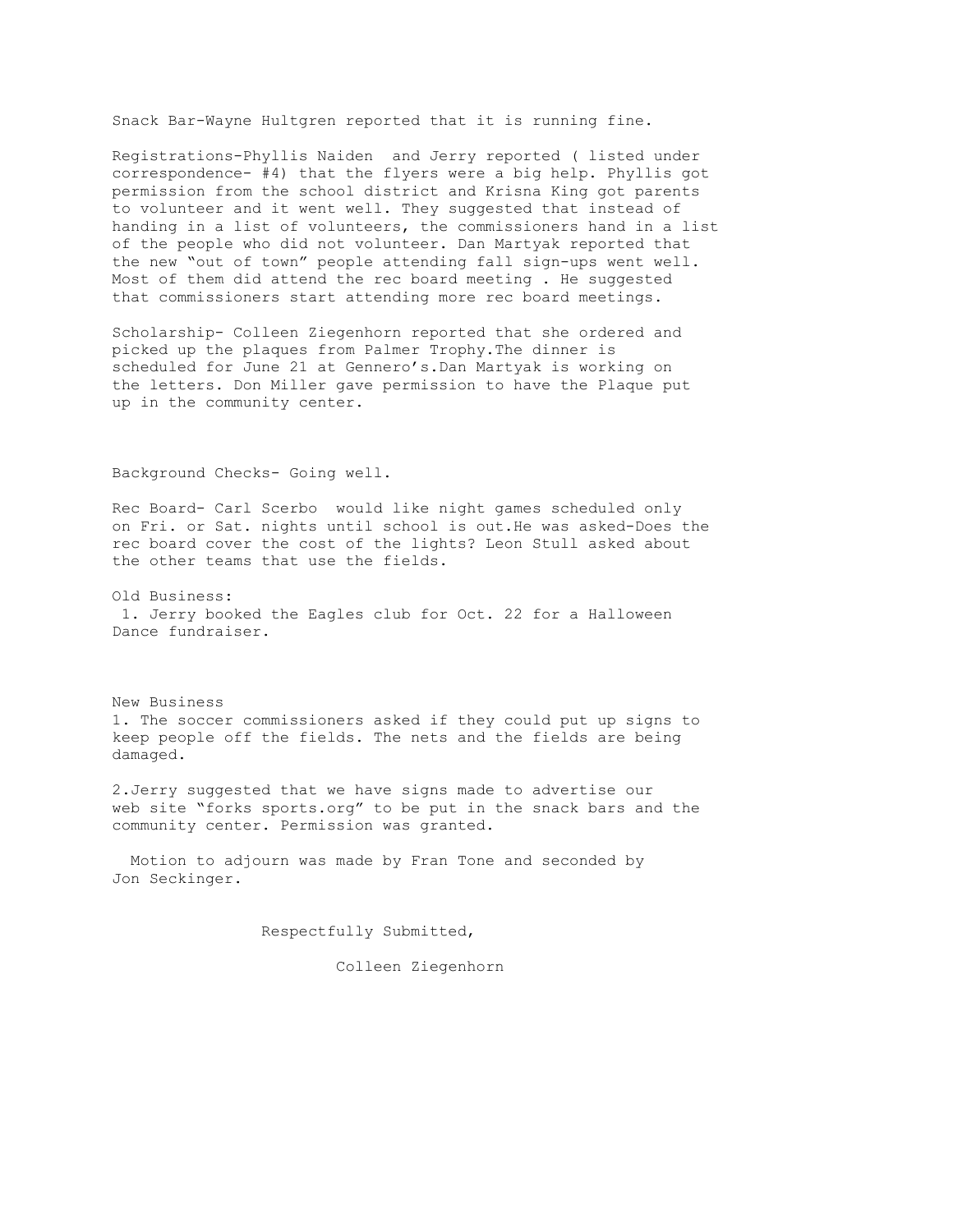Snack Bar-Wayne Hultgren reported that it is running fine.

Registrations-Phyllis Naiden and Jerry reported ( listed under correspondence- #4) that the flyers were a big help. Phyllis got permission from the school district and Krisna King got parents to volunteer and it went well. They suggested that instead of handing in a list of volunteers, the commissioners hand in a list of the people who did not volunteer. Dan Martyak reported that the new "out of town" people attending fall sign-ups went well. Most of them did attend the rec board meeting . He suggested that commissioners start attending more rec board meetings.

Scholarship- Colleen Ziegenhorn reported that she ordered and picked up the plaques from Palmer Trophy.The dinner is scheduled for June 21 at Gennero's.Dan Martyak is working on the letters. Don Miller gave permission to have the Plaque put up in the community center.

Background Checks- Going well.

Rec Board- Carl Scerbo would like night games scheduled only on Fri. or Sat. nights until school is out.He was asked-Does the rec board cover the cost of the lights? Leon Stull asked about the other teams that use the fields.

Old Business:

1. Jerry booked the Eagles club for Oct. 22 for a Halloween Dance fundraiser.

New Business

1. The soccer commissioners asked if they could put up signs to keep people off the fields. The nets and the fields are being damaged.

2. Jerry suggested that we have signs made to advertise our web site "forks sports.org" to be put in the snack bars and the community center. Permission was granted.

Motion to adjourn was made by Fran Tone and seconded by Jon Seckinger.

Respectfully Submitted,

Colleen Ziegenhorn